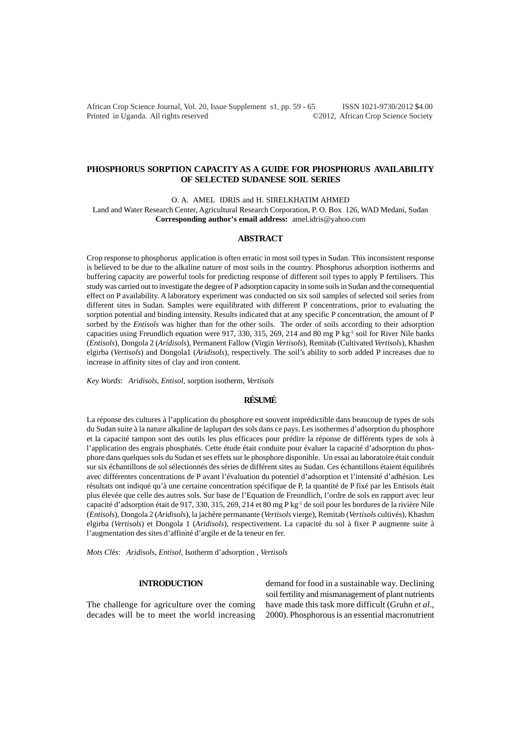# PHOSPHORUS SORPTION CAPACITY AS A GUIDE FOR PHOSPHORUS AVAILABILITY OF SELECTED SUDANESE SOIL SERIES

O. A. AMEL IDRIS and H. SIRELKHATIM AHMED

Land and Water Research Center, Agricultural Research Corporation, P. O. Box 126, WAD Medani, Sudan

**Corresponding author's email address:** amel.idris@yahoo.com

## ABSTRACT

Crop response to phosphorus application is often erratic in most soil types in Sudan. This inconsistent response is believed to be due to the alkaline nature of most soils in the country. Phosphorus adsorption isotherms and buffering capacity are powerful tools for predicting response of different soil types to apply P fertilisers. This study was carried out to investigate the degree of P adsorption capacity in some soils in Sudan and the consequential effect on P availability. A laboratory experiment was conducted on six soil samples of selected soil series from different sites in Sudan. Samples were equilibrated with different P concentrations, prior to evaluating the sorption potential and binding intensity. Results indicated that at any specific P concentration, the amount of P sorbed by the *Entisols* was higher than for the other soils. The order of soils according to their adsorption capacities using Freundlich equation were 917, 330, 315, 269, 214 and 80 mg P $kg^{-1}$ soil for River Nile banks (*Entisols*), Dongola 2 (*Aridisols*), Permanent Fallow (Virgin *Vertisols*), Remitab (Cultivated *Vertisols*), Khashm elgirba (*Vertisols*) and Dongola1 (*Aridisols*), respectively. The soil's ability to sorb added P increases due to increase in affinity sites of clay and iron content.

*Key Words*: *Aridisols*, *Entisol*, sorption isotherm, *Vertisols*

## RÉSUMÉ

La réponse des cultures à l'application du phosphore est souvent imprédictible dans beaucoup de types de sols du Sudan suite à la nature alkaline de laplupart des sols dans ce pays. Les isothermes d'adsorption du phosphore et la capacité tampon sont des outils les plus efficaces pour prédire la réponse de différents types de sols à l'application des engrais phosphatés. Cette étude était conduite pour évaluer la capacité d'adsorption du phosphore dans quelques sols du Sudan et ses effets sur le phosphore disponible. Un essai au laboratoire était conduit sur six échantillons de sol sélectionnés des séries de différent sites au Sudan. Ces échantillons étaient équilibrés avec différentes concentrations de P avant l'évaluation du potentiel d'adsorption et l'intensité d'adhésion. Les résultats ont indiqué qu'à une certaine concentration spécifique de P, la quantité de P fixé par les Entisols était plus élevée que celle des autres sols. Sur base de l'Equation de Freundlich, l'ordre de sols en rapport avec leur capacité d'adsorption était de 917, 330, 315, 269, 214 et 80 mg P $kg^{-1}$ de soil pour les bordures de la rivière Nile (*Entisols*), Dongola 2 (*Aridisols*), la jachère permanante (*Vertisols* vierge), Remitab (*Vertisols* cultivés), Khashm elgirba (*Vertisols*) et Dongola 1 (*Aridisols*), respectivement. La capacité du sol à fixer P augmente suite à l'augmentation des sites d'affinité d'argile et de la teneur en fer.

*Mots Clés*: *Aridisols*, *Entisol*, Isotherm d'adsorption , *Vertisols*

## INTRODUCTION

The challenge for agriculture over the coming decades will be to meet the world increasing demand for food in a sustainable way. Declining soil fertility and mismanagement of plant nutrients have made this task more difficult (Gruhn *et al*., 2000). Phosphorous is an essential macronutrient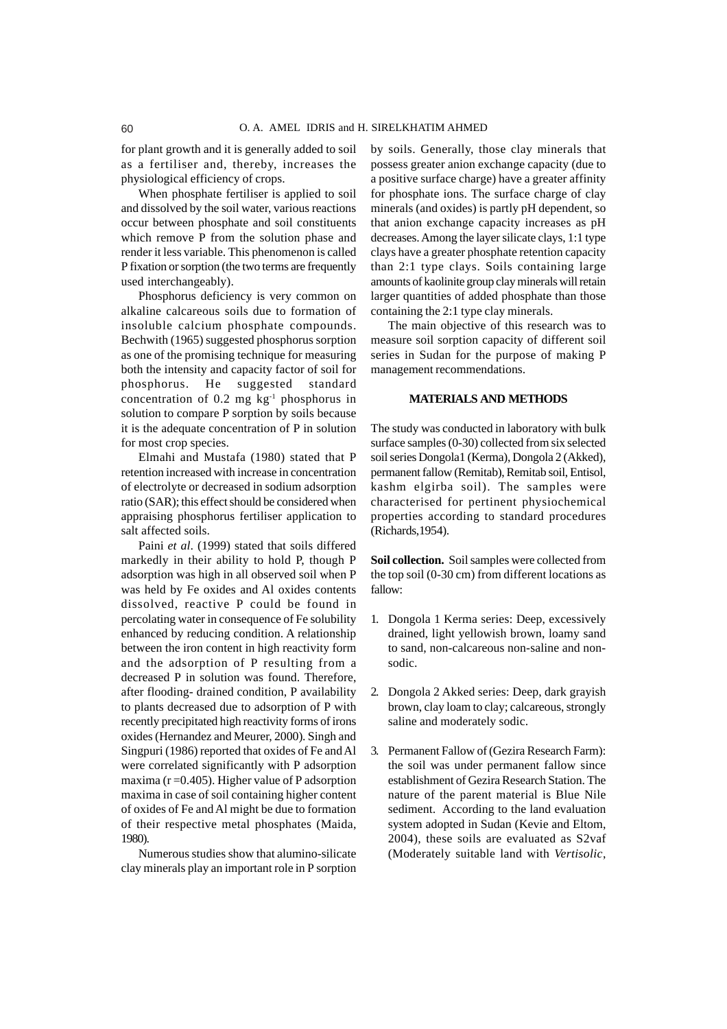for plant growth and it is generally added to soil as a fertiliser and, thereby, increases the physiological efficiency of crops.

When phosphate fertiliser is applied to soil and dissolved by the soil water, various reactions occur between phosphate and soil constituents which remove P from the solution phase and render it less variable. This phenomenon is called P fixation or sorption (the two terms are frequently used interchangeably).

Phosphorus deficiency is very common on alkaline calcareous soils due to formation of insoluble calcium phosphate compounds. Bechwith (1965) suggested phosphorus sorption as one of the promising technique for measuring both the intensity and capacity factor of soil for phosphorus. He suggested standard concentration of 0.2 mg $kg^{-1}$ phosphorus in solution to compare P sorption by soils because it is the adequate concentration of P in solution for most crop species.

Elmahi and Mustafa (1980) stated that P retention increased with increase in concentration of electrolyte or decreased in sodium adsorption ratio (SAR); this effect should be considered when appraising phosphorus fertiliser application to salt affected soils.

Paini *et al*. (1999) stated that soils differed markedly in their ability to hold P, though P adsorption was high in all observed soil when P was held by Fe oxides and Al oxides contents dissolved, reactive P could be found in percolating water in consequence of Fe solubility enhanced by reducing condition. A relationship between the iron content in high reactivity form and the adsorption of P resulting from a decreased P in solution was found. Therefore, after flooding- drained condition, P availability to plants decreased due to adsorption of P with recently precipitated high reactivity forms of irons oxides (Hernandez and Meurer, 2000). Singh and Singpuri (1986) reported that oxides of Fe and Al were correlated significantly with P adsorption maxima (r =0.405). Higher value of P adsorption maxima in case of soil containing higher content of oxides of Fe and Al might be due to formation of their respective metal phosphates (Maida, 1980).

Numerous studies show that alumino-silicate clay minerals play an important role in P sorption by soils. Generally, those clay minerals that possess greater anion exchange capacity (due to a positive surface charge) have a greater affinity for phosphate ions. The surface charge of clay minerals (and oxides) is partly pH dependent, so that anion exchange capacity increases as pH decreases. Among the layer silicate clays, 1:1 type clays have a greater phosphate retention capacity than 2:1 type clays. Soils containing large amounts of kaolinite group clay minerals will retain larger quantities of added phosphate than those containing the 2:1 type clay minerals.

The main objective of this research was to measure soil sorption capacity of different soil series in Sudan for the purpose of making P management recommendations.

## MATERIALS AND METHODS

The study was conducted in laboratory with bulk surface samples (0-30) collected from six selected soil series Dongola1 (Kerma), Dongola 2 (Akked), permanent fallow (Remitab), Remitab soil, Entisol, kashm elgirba soil). The samples were characterised for pertinent physiochemical properties according to standard procedures (Richards,1954).

**Soil collection.** Soil samples were collected from the top soil (0-30 cm) from different locations as fallow:

1. Dongola 1 Kerma series: Deep, excessively drained, light yellowish brown, loamy sand to sand, non-calcareous non-saline and non-sodic.

2. Dongola 2 Akked series: Deep, dark grayish brown, clay loam to clay; calcareous, strongly saline and moderately sodic.

3. Permanent Fallow of (Gezira Research Farm): the soil was under permanent fallow since establishment of Gezira Research Station. The nature of the parent material is Blue Nile sediment. According to the land evaluation system adopted in Sudan (Kevie and Eltom, 2004), these soils are evaluated as S2vaf (Moderately suitable land with *Vertisolic*,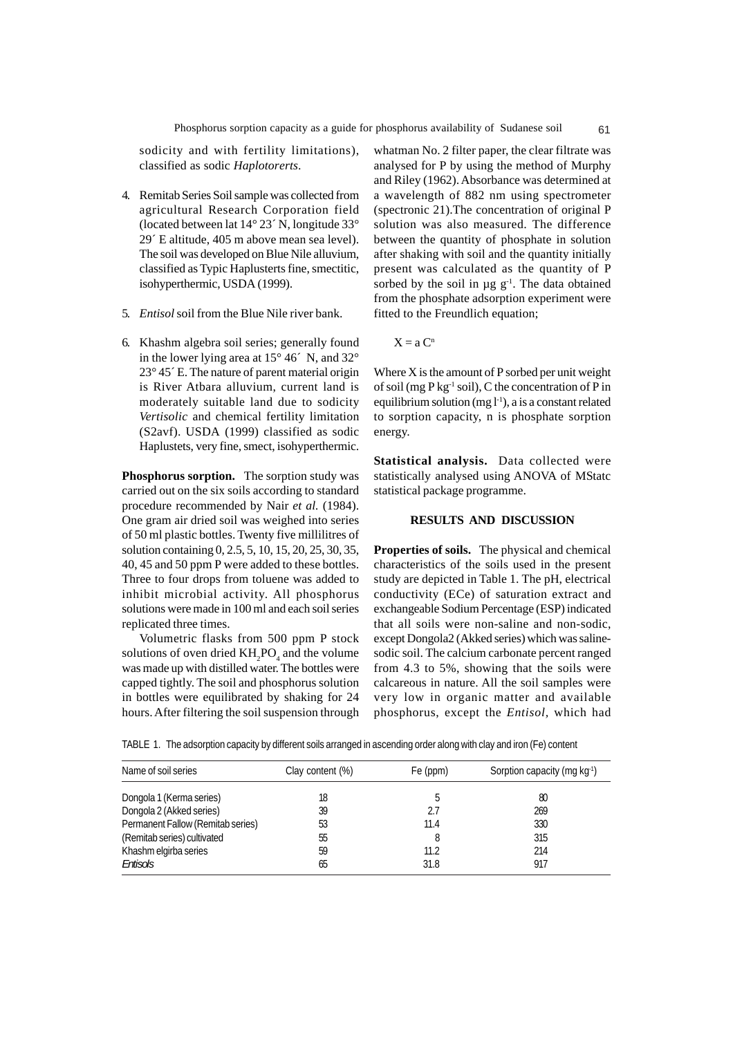sodicity and with fertility limitations), classified as sodic *Haplotorerts*.

4. Remitab Series Soil sample was collected from agricultural Research Corporation field (located between lat 14° 23´ N, longitude 33° 29´ E altitude, 405 m above mean sea level). The soil was developed on Blue Nile alluvium, classified as Typic Haplusterts fine, smectitic, isohyperthermic, USDA (1999).

5. *Entisol* soil from the Blue Nile river bank.

6. Khashm algebra soil series; generally found in the lower lying area at 15° 46´ N, and 32° 23° 45´ E. The nature of parent material origin is River Atbara alluvium, current land is moderately suitable land due to sodicity *Vertisolic* and chemical fertility limitation (S2avf). USDA (1999) classified as sodic Haplustets, very fine, smect, isohyperthermic.

**Phosphorus sorption.** The sorption study was carried out on the six soils according to standard procedure recommended by Nair *et al.* (1984). One gram air dried soil was weighed into series of 50 ml plastic bottles. Twenty five millilitres of solution containing 0, 2.5, 5, 10, 15, 20, 25, 30, 35, 40, 45 and 50 ppm P were added to these bottles. Three to four drops from toluene was added to inhibit microbial activity. All phosphorus solutions were made in 100 ml and each soil series replicated three times.

Volumetric flasks from 500 ppm P stock solutions of oven dried $KH_2PO_4$ and the volume was made up with distilled water. The bottles were capped tightly. The soil and phosphorus solution in bottles were equilibrated by shaking for 24 hours. After filtering the soil suspension through whatman No. 2 filter paper, the clear filtrate was analysed for P by using the method of Murphy and Riley (1962). Absorbance was determined at a wavelength of 882 nm using spectrometer (spectronic 21).The concentration of original P solution was also measured. The difference between the quantity of phosphate in solution after shaking with soil and the quantity initially present was calculated as the quantity of P sorbed by the soil in µg $g^{-1}$. The data obtained from the phosphate adsorption experiment were fitted to the Freundlich equation;

$$X = a\,C^n$$

Where X is the amount of P sorbed per unit weight of soil (mg P $kg^{-1}$ soil), C the concentration of P in equilibrium solution (mg $l^{-1}$), a is a constant related to sorption capacity, n is phosphate sorption energy.

**Statistical analysis.** Data collected were statistically analysed using ANOVA of MStatc statistical package programme.

## RESULTS AND DISCUSSION

**Properties of soils.** The physical and chemical characteristics of the soils used in the present study are depicted in Table 1. The pH, electrical conductivity (ECe) of saturation extract and exchangeable Sodium Percentage (ESP) indicated that all soils were non-saline and non-sodic, except Dongola2 (Akked series) which was saline-sodic soil. The calcium carbonate percent ranged from 4.3 to 5%, showing that the soils were calcareous in nature. All the soil samples were very low in organic matter and available phosphorus, except the *Entisol*, which had

TABLE 1. The adsorption capacity by different soils arranged in ascending order along with clay and iron (Fe) content

| Name of soil series | Clay content (%) | Fe (ppm) | Sorption capacity (mg $kg^{-1}$) |
|---|---|---|---|
| Dongola 1 (Kerma series) | 18 | 5 | 80 |
| Dongola 2 (Akked series) | 39 | 2.7 | 269 |
| Permanent Fallow (Remitab series) | 53 | 11.4 | 330 |
| (Remitab series) cultivated | 55 | 8 | 315 |
| Khashm elgirba series | 59 | 11.2 | 214 |
| *Entisols* | 65 | 31.8 | 917 |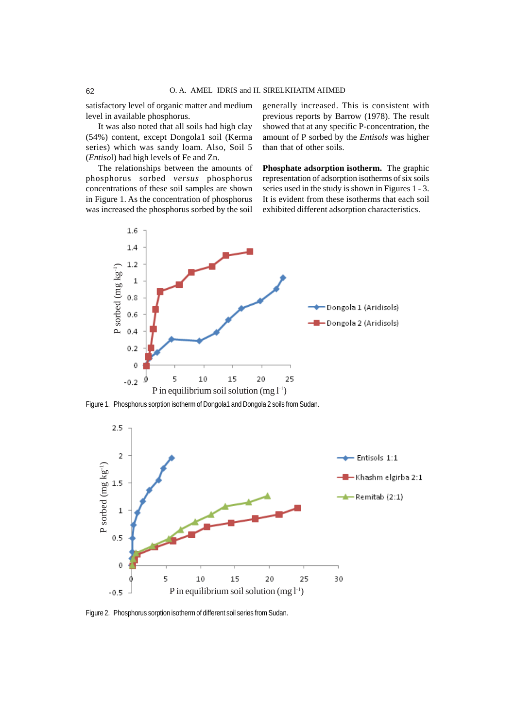satisfactory level of organic matter and medium level in available phosphorus.

It was also noted that all soils had high clay (54%) content, except Dongola1 soil (Kerma series) which was sandy loam. Also, Soil 5 (*Entisol*) had high levels of Fe and Zn.

The relationships between the amounts of phosphorus sorbed *versus* phosphorus concentrations of these soil samples are shown in Figure 1. As the concentration of phosphorus was increased the phosphorus sorbed by the soil generally increased. This is consistent with previous reports by Barrow (1978). The result showed that at any specific P-concentration, the amount of P sorbed by the *Entisols* was higher than that of other soils.

**Phosphate adsorption isotherm.** The graphic representation of adsorption isotherms of six soils series used in the study is shown in Figures 1 - 3. It is evident from these isotherms that each soil exhibited different adsorption characteristics.

Figure 1. Phosphorus sorption isotherm of Dongola1 and Dongola 2 soils from Sudan.

Figure 2. Phosphorus sorption isotherm of different soil series from Sudan.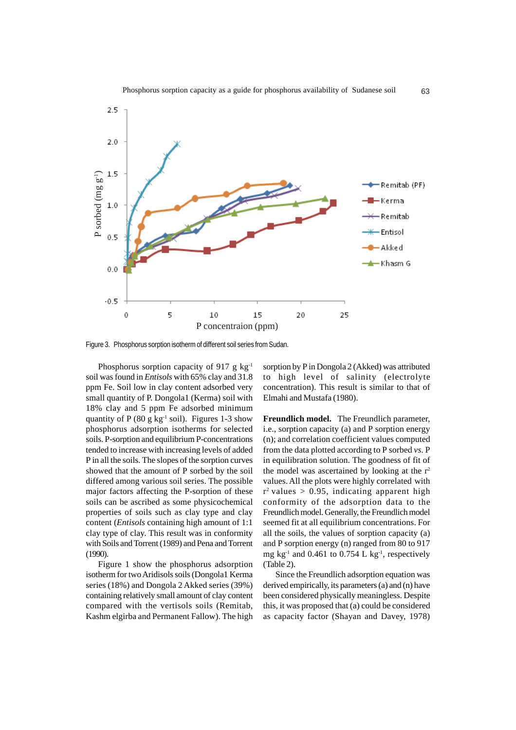Figure 3. Phosphorus sorption isotherm of different soil series from Sudan.

Phosphorus sorption capacity of 917 g $kg^{-1}$ soil was found in *Entisols* with 65% clay and 31.8 ppm Fe. Soil low in clay content adsorbed very small quantity of P. Dongola1 (Kerma) soil with 18% clay and 5 ppm Fe adsorbed minimum quantity of P (80 g $kg^{-1}$ soil). Figures 1-3 show phosphorus adsorption isotherms for selected soils. P-sorption and equilibrium P-concentrations tended to increase with increasing levels of added P in all the soils. The slopes of the sorption curves showed that the amount of P sorbed by the soil differed among various soil series. The possible major factors affecting the P-sorption of these soils can be ascribed as some physicochemical properties of soils such as clay type and clay content (*Entisols* containing high amount of 1:1 clay type of clay. This result was in conformity with Soils and Torrent (1989) and Pena and Torrent (1990).

Figure 1 show the phosphorus adsorption isotherm for two Aridisols soils (Dongola1 Kerma series (18%) and Dongola 2 Akked series (39%) containing relatively small amount of clay content compared with the vertisols soils (Remitab, Kashm elgirba and Permanent Fallow). The high sorption by P in Dongola 2 (Akked) was attributed to high level of salinity (electrolyte concentration). This result is similar to that of Elmahi and Mustafa (1980).

**Freundlich model.** The Freundlich parameter, i.e., sorption capacity (a) and P sorption energy (n); and correlation coefficient values computed from the data plotted according to P sorbed *vs.* P in equilibration solution. The goodness of fit of the model was ascertained by looking at the $r^2$ values. All the plots were highly correlated with $r^2$ values > 0.95, indicating apparent high conformity of the adsorption data to the Freundlich model. Generally, the Freundlich model seemed fit at all equilibrium concentrations. For all the soils, the values of sorption capacity (a) and P sorption energy (n) ranged from 80 to 917 mg $kg^{-1}$ and 0.461 to 0.754 L $kg^{-1}$, respectively (Table 2).

Since the Freundlich adsorption equation was derived empirically, its parameters (a) and (n) have been considered physically meaningless. Despite this, it was proposed that (a) could be considered as capacity factor (Shayan and Davey, 1978)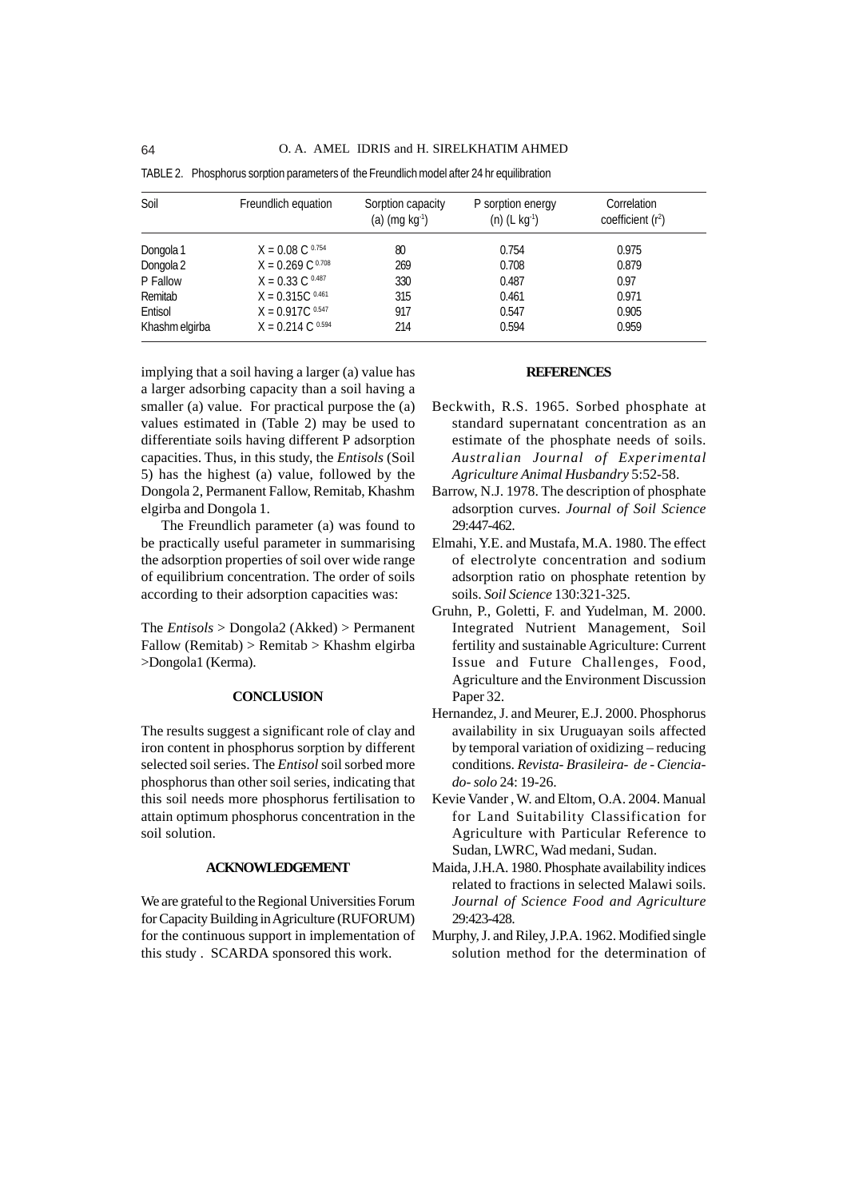TABLE 2. Phosphorus sorption parameters of the Freundlich model after 24 hr equilibration

| Soil | Freundlich equation | Sorption capacity (a) (mg $kg^{-1}$) | P sorption energy (n) (L $kg^{-1}$) | Correlation coefficient ($r^2$) |
|---|---|---|---|---|
| Dongola 1 | $X = 0.08\ C^{0.754}$ | 80 | 0.754 | 0.975 |
| Dongola 2 | $X = 0.269\ C^{0.708}$ | 269 | 0.708 | 0.879 |
| P Fallow | $X = 0.33\ C^{0.487}$ | 330 | 0.487 | 0.97 |
| Remitab | $X = 0.315C^{0.461}$ | 315 | 0.461 | 0.971 |
| Entisol | $X = 0.917C^{0.547}$ | 917 | 0.547 | 0.905 |
| Khashm elgirba | $X = 0.214\ C^{0.594}$ | 214 | 0.594 | 0.959 |

implying that a soil having a larger (a) value has a larger adsorbing capacity than a soil having a smaller (a) value. For practical purpose the (a) values estimated in (Table 2) may be used to differentiate soils having different P adsorption capacities. Thus, in this study, the *Entisols* (Soil 5) has the highest (a) value, followed by the Dongola 2, Permanent Fallow, Remitab, Khashm elgirba and Dongola 1.

The Freundlich parameter (a) was found to be practically useful parameter in summarising the adsorption properties of soil over wide range of equilibrium concentration. The order of soils according to their adsorption capacities was:

The *Entisols* > Dongola2 (Akked) > Permanent Fallow (Remitab) > Remitab > Khashm elgirba >Dongola1 (Kerma).

## CONCLUSION

The results suggest a significant role of clay and iron content in phosphorus sorption by different selected soil series. The *Entisol* soil sorbed more phosphorus than other soil series, indicating that this soil needs more phosphorus fertilisation to attain optimum phosphorus concentration in the soil solution.

## ACKNOWLEDGEMENT

We are grateful to the Regional Universities Forum for Capacity Building in Agriculture (RUFORUM) for the continuous support in implementation of this study . SCARDA sponsored this work.

## REFERENCES

Beckwith, R.S. 1965. Sorbed phosphate at standard supernatant concentration as an estimate of the phosphate needs of soils. *Australian Journal of Experimental Agriculture Animal Husbandry* 5:52-58.

Barrow, N.J. 1978. The description of phosphate adsorption curves. *Journal of Soil Science* 29:447-462.

Elmahi, Y.E. and Mustafa, M.A. 1980. The effect of electrolyte concentration and sodium adsorption ratio on phosphate retention by soils. *Soil Science* 130:321-325.

Gruhn, P., Goletti, F. and Yudelman, M. 2000. Integrated Nutrient Management, Soil fertility and sustainable Agriculture: Current Issue and Future Challenges, Food, Agriculture and the Environment Discussion Paper 32.

Hernandez, J. and Meurer, E.J. 2000. Phosphorus availability in six Uruguayan soils affected by temporal variation of oxidizing – reducing conditions. *Revista- Brasileira- de - Ciencia-do- solo* 24: 19-26.

Kevie Vander , W. and Eltom, O.A. 2004. Manual for Land Suitability Classification for Agriculture with Particular Reference to Sudan, LWRC, Wad medani, Sudan.

Maida, J.H.A. 1980. Phosphate availability indices related to fractions in selected Malawi soils. *Journal of Science Food and Agriculture* 29:423-428.

Murphy, J. and Riley, J.P.A. 1962. Modified single solution method for the determination of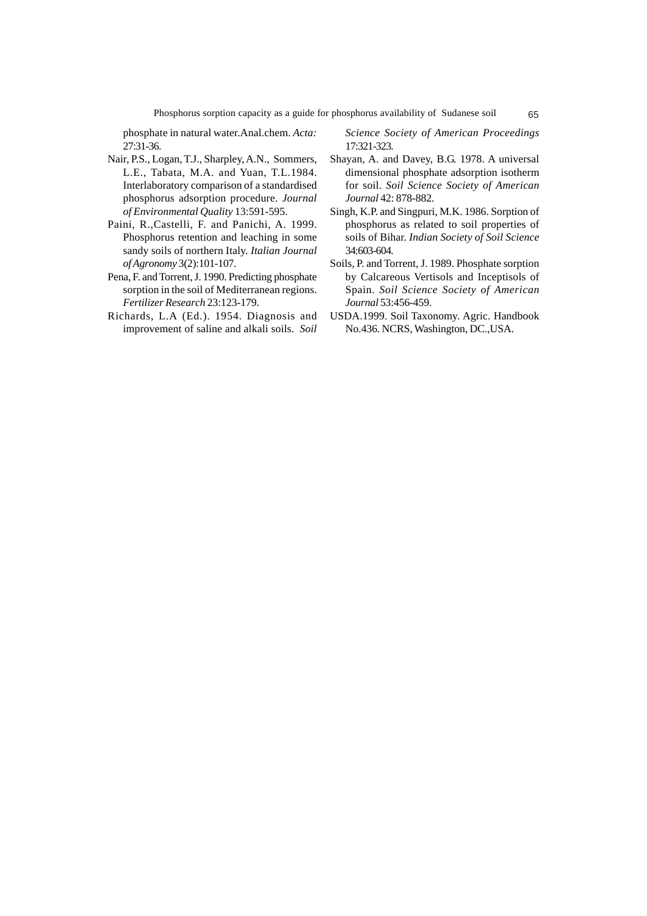phosphate in natural water.Anal.chem. *Acta:* 27:31-36.

Nair, P.S., Logan, T.J., Sharpley, A.N., Sommers, L.E., Tabata, M.A. and Yuan, T.L.1984. Interlaboratory comparison of a standardised phosphorus adsorption procedure. *Journal of Environmental Quality* 13:591-595.

Paini, R.,Castelli, F. and Panichi, A. 1999. Phosphorus retention and leaching in some sandy soils of northern Italy. *Italian Journal of Agronomy* 3(2):101-107.

Pena, F. and Torrent, J. 1990. Predicting phosphate sorption in the soil of Mediterranean regions. *Fertilizer Research* 23:123-179.

Richards, L.A (Ed.). 1954. Diagnosis and improvement of saline and alkali soils. *Soil Science Society of American Proceedings* 17:321-323.

Shayan, A. and Davey, B.G. 1978. A universal dimensional phosphate adsorption isotherm for soil. *Soil Science Society of American Journal* 42: 878-882.

Singh, K.P. and Singpuri, M.K. 1986. Sorption of phosphorus as related to soil properties of soils of Bihar. *Indian Society of Soil Science* 34:603-604.

Soils, P. and Torrent, J. 1989. Phosphate sorption by Calcareous Vertisols and Inceptisols of Spain. *Soil Science Society of American Journal* 53:456-459.

USDA.1999. Soil Taxonomy. Agric. Handbook No.436. NCRS, Washington, DC.,USA.